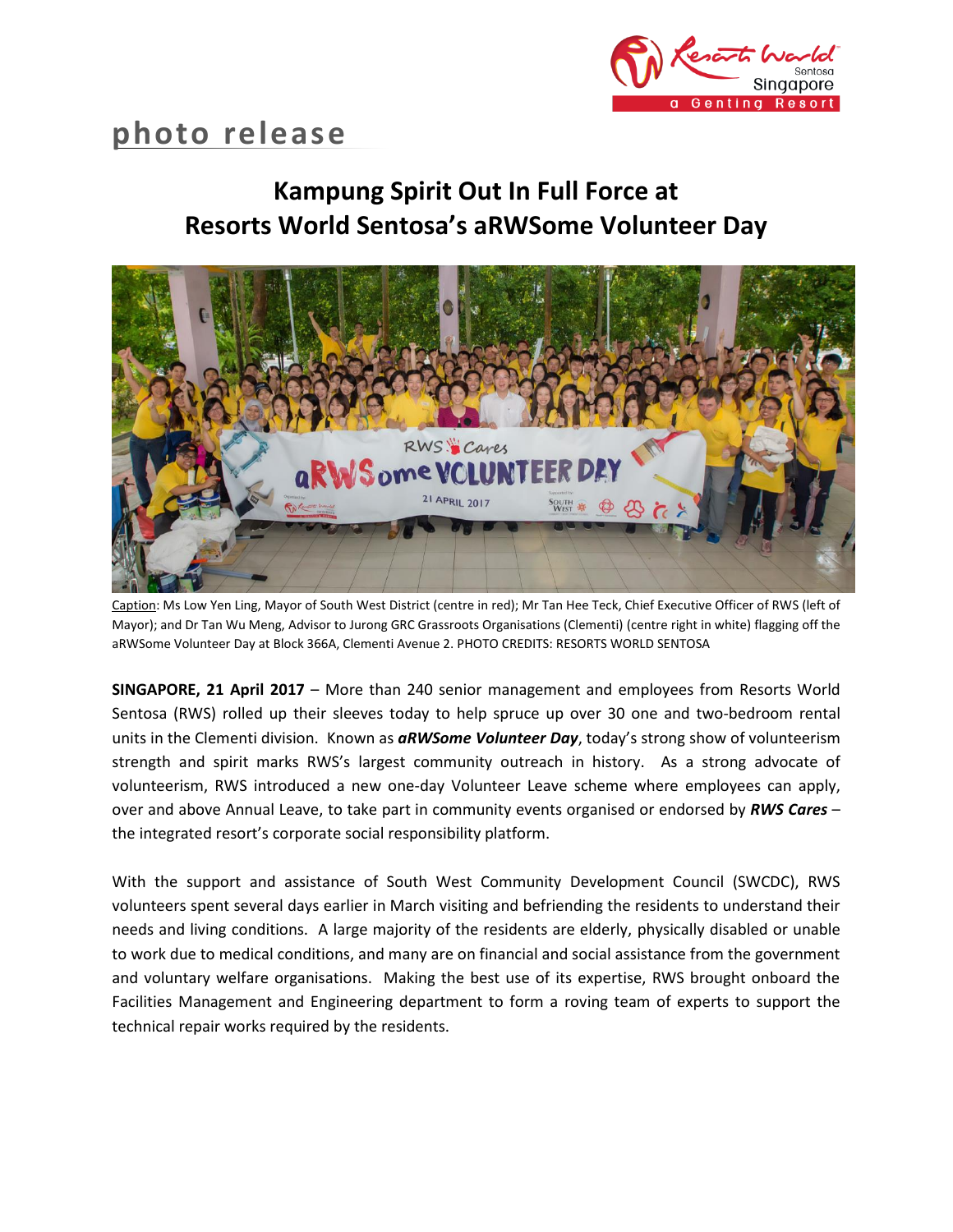**photo release**

# Kampung Spirit Out In Full Force at Resorts World Sentosa's aRWSome Volunteer Day

Caption: Ms Low Yen Ling, Mayor of South West District (centre in red); Mr Tan Hee Teck, Chief Executive Officer of RWS (left of Mayor); and Dr Tan Wu Meng, Advisor to Jurong GRC Grassroots Organisations (Clementi) (centre right in white) flagging off the aRWSome Volunteer Day at Block 366A, Clementi Avenue 2. PHOTO CREDITS: RESORTS WORLD SENTOSA

**SINGAPORE, 21 April 2017** – More than 240 senior management and employees from Resorts World Sentosa (RWS) rolled up their sleeves today to help spruce up over 30 one and two-bedroom rental units in the Clementi division. Known as ***aRWSome Volunteer Day***, today's strong show of volunteerism strength and spirit marks RWS's largest community outreach in history. As a strong advocate of volunteerism, RWS introduced a new one-day Volunteer Leave scheme where employees can apply, over and above Annual Leave, to take part in community events organised or endorsed by ***RWS Cares*** – the integrated resort's corporate social responsibility platform.

With the support and assistance of South West Community Development Council (SWCDC), RWS volunteers spent several days earlier in March visiting and befriending the residents to understand their needs and living conditions. A large majority of the residents are elderly, physically disabled or unable to work due to medical conditions, and many are on financial and social assistance from the government and voluntary welfare organisations. Making the best use of its expertise, RWS brought onboard the Facilities Management and Engineering department to form a roving team of experts to support the technical repair works required by the residents.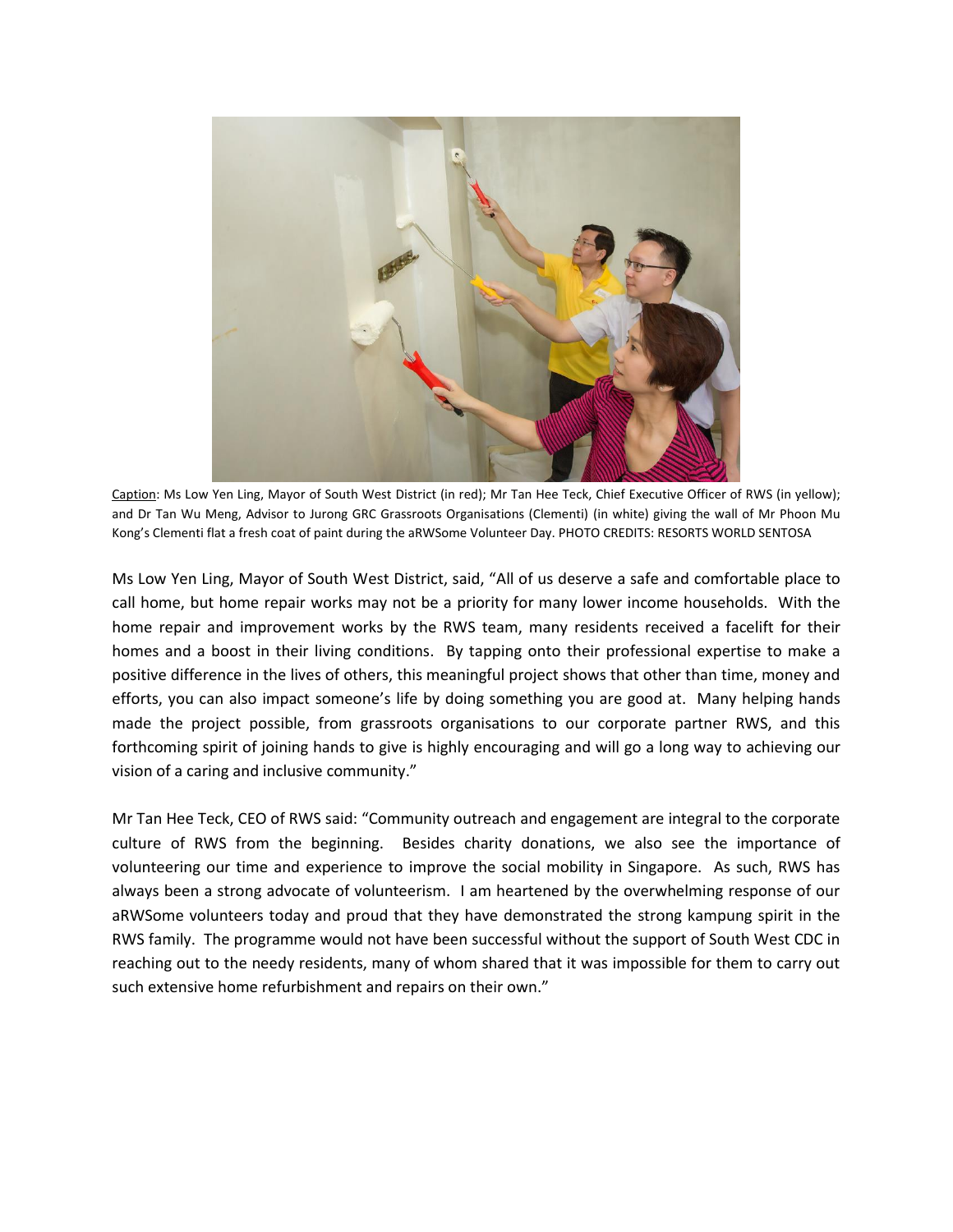Caption: Ms Low Yen Ling, Mayor of South West District (in red); Mr Tan Hee Teck, Chief Executive Officer of RWS (in yellow); and Dr Tan Wu Meng, Advisor to Jurong GRC Grassroots Organisations (Clementi) (in white) giving the wall of Mr Phoon Mu Kong's Clementi flat a fresh coat of paint during the aRWSome Volunteer Day. PHOTO CREDITS: RESORTS WORLD SENTOSA

Ms Low Yen Ling, Mayor of South West District, said, "All of us deserve a safe and comfortable place to call home, but home repair works may not be a priority for many lower income households. With the home repair and improvement works by the RWS team, many residents received a facelift for their homes and a boost in their living conditions. By tapping onto their professional expertise to make a positive difference in the lives of others, this meaningful project shows that other than time, money and efforts, you can also impact someone's life by doing something you are good at. Many helping hands made the project possible, from grassroots organisations to our corporate partner RWS, and this forthcoming spirit of joining hands to give is highly encouraging and will go a long way to achieving our vision of a caring and inclusive community."

Mr Tan Hee Teck, CEO of RWS said: "Community outreach and engagement are integral to the corporate culture of RWS from the beginning. Besides charity donations, we also see the importance of volunteering our time and experience to improve the social mobility in Singapore. As such, RWS has always been a strong advocate of volunteerism. I am heartened by the overwhelming response of our aRWSome volunteers today and proud that they have demonstrated the strong kampung spirit in the RWS family. The programme would not have been successful without the support of South West CDC in reaching out to the needy residents, many of whom shared that it was impossible for them to carry out such extensive home refurbishment and repairs on their own."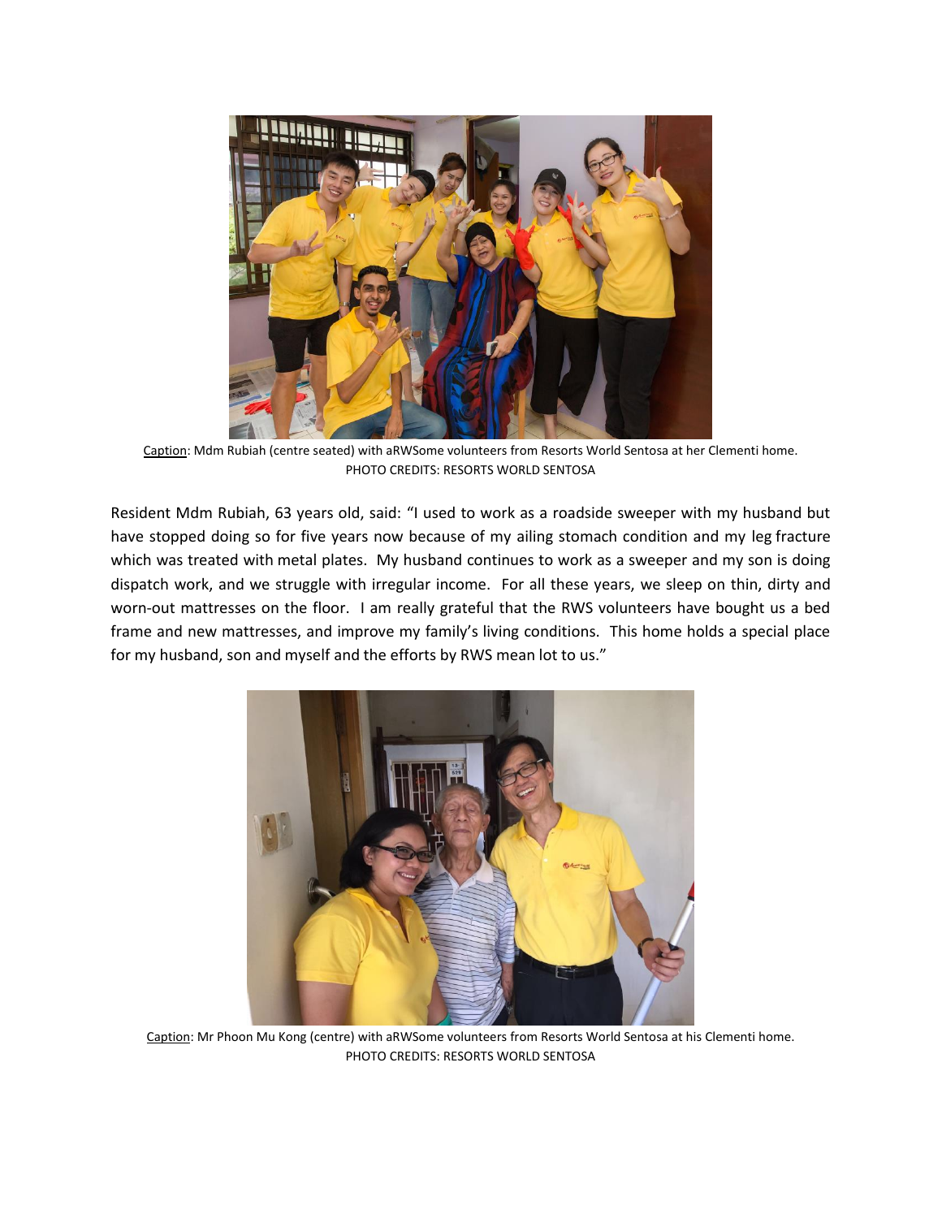Caption: Mdm Rubiah (centre seated) with aRWSome volunteers from Resorts World Sentosa at her Clementi home.
PHOTO CREDITS: RESORTS WORLD SENTOSA

Resident Mdm Rubiah, 63 years old, said: "I used to work as a roadside sweeper with my husband but have stopped doing so for five years now because of my ailing stomach condition and my leg fracture which was treated with metal plates. My husband continues to work as a sweeper and my son is doing dispatch work, and we struggle with irregular income. For all these years, we sleep on thin, dirty and worn-out mattresses on the floor. I am really grateful that the RWS volunteers have bought us a bed frame and new mattresses, and improve my family's living conditions. This home holds a special place for my husband, son and myself and the efforts by RWS mean lot to us."

Caption: Mr Phoon Mu Kong (centre) with aRWSome volunteers from Resorts World Sentosa at his Clementi home.
PHOTO CREDITS: RESORTS WORLD SENTOSA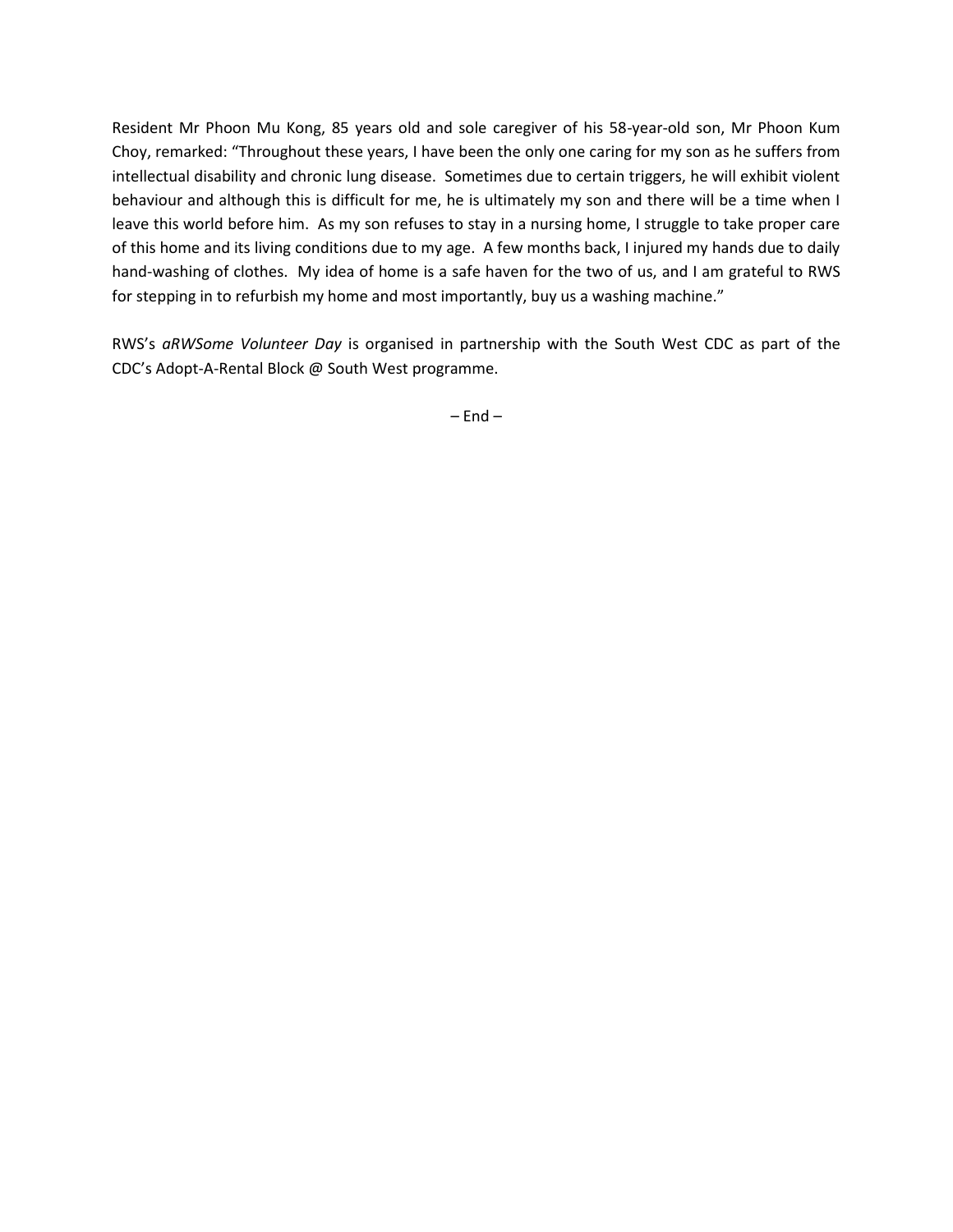Resident Mr Phoon Mu Kong, 85 years old and sole caregiver of his 58-year-old son, Mr Phoon Kum Choy, remarked: "Throughout these years, I have been the only one caring for my son as he suffers from intellectual disability and chronic lung disease. Sometimes due to certain triggers, he will exhibit violent behaviour and although this is difficult for me, he is ultimately my son and there will be a time when I leave this world before him. As my son refuses to stay in a nursing home, I struggle to take proper care of this home and its living conditions due to my age. A few months back, I injured my hands due to daily hand-washing of clothes. My idea of home is a safe haven for the two of us, and I am grateful to RWS for stepping in to refurbish my home and most importantly, buy us a washing machine."

RWS's *aRWSome Volunteer Day* is organised in partnership with the South West CDC as part of the CDC's Adopt-A-Rental Block @ South West programme.

– End –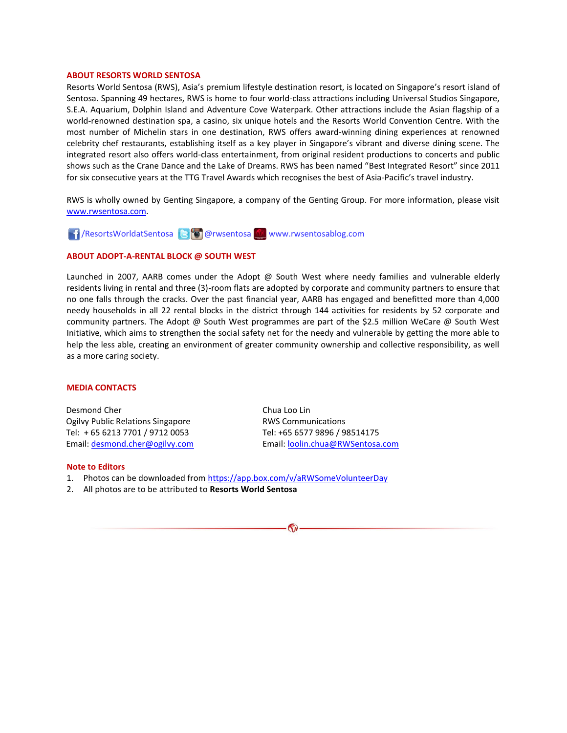## ABOUT RESORTS WORLD SENTOSA

Resorts World Sentosa (RWS), Asia's premium lifestyle destination resort, is located on Singapore's resort island of Sentosa. Spanning 49 hectares, RWS is home to four world-class attractions including Universal Studios Singapore, S.E.A. Aquarium, Dolphin Island and Adventure Cove Waterpark. Other attractions include the Asian flagship of a world-renowned destination spa, a casino, six unique hotels and the Resorts World Convention Centre. With the most number of Michelin stars in one destination, RWS offers award-winning dining experiences at renowned celebrity chef restaurants, establishing itself as a key player in Singapore's vibrant and diverse dining scene. The integrated resort also offers world-class entertainment, from original resident productions to concerts and public shows such as the Crane Dance and the Lake of Dreams. RWS has been named "Best Integrated Resort" since 2011 for six consecutive years at the TTG Travel Awards which recognises the best of Asia-Pacific's travel industry.

RWS is wholly owned by Genting Singapore, a company of the Genting Group. For more information, please visit www.rwsentosa.com.

/ResortsWorldatSentosa @rwsentosa www.rwsentosablog.com

## ABOUT ADOPT-A-RENTAL BLOCK @ SOUTH WEST

Launched in 2007, AARB comes under the Adopt @ South West where needy families and vulnerable elderly residents living in rental and three (3)-room flats are adopted by corporate and community partners to ensure that no one falls through the cracks. Over the past financial year, AARB has engaged and benefitted more than 4,000 needy households in all 22 rental blocks in the district through 144 activities for residents by 52 corporate and community partners. The Adopt @ South West programmes are part of the $2.5 million WeCare @ South West Initiative, which aims to strengthen the social safety net for the needy and vulnerable by getting the more able to help the less able, creating an environment of greater community ownership and collective responsibility, as well as a more caring society.

## MEDIA CONTACTS

Desmond Cher
Ogilvy Public Relations Singapore
Tel: + 65 6213 7701 / 9712 0053
Email: desmond.cher@ogilvy.com

Chua Loo Lin
RWS Communications
Tel: +65 6577 9896 / 98514175
Email: loolin.chua@RWSentosa.com

## Note to Editors

1. Photos can be downloaded from https://app.box.com/v/aRWSomeVolunteerDay
2. All photos are to be attributed to **Resorts World Sentosa**